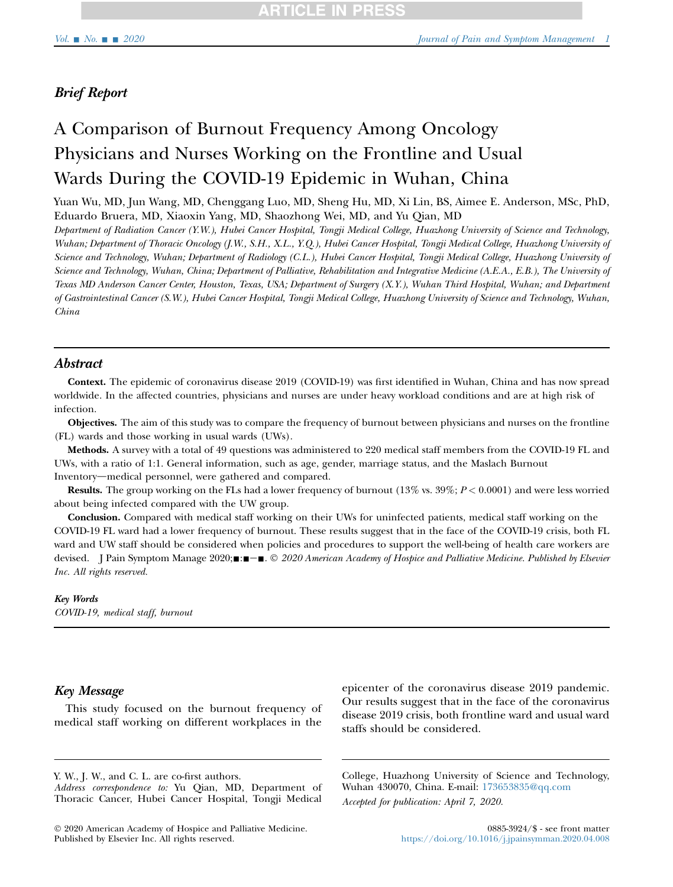## Brief Report

# A Comparison of Burnout Frequency Among Oncology Physicians and Nurses Working on the Frontline and Usual Wards During the COVID-19 Epidemic in Wuhan, China

Yuan Wu, MD, Jun Wang, MD, Chenggang Luo, MD, Sheng Hu, MD, Xi Lin, BS, Aimee E. Anderson, MSc, PhD, Eduardo Bruera, MD, Xiaoxin Yang, MD, Shaozhong Wei, MD, and Yu Qian, MD

*Department of Radiation Cancer (Y.W.), Hubei Cancer Hospital, Tongji Medical College, Huazhong University of Science and Technology, Wuhan; Department of Thoracic Oncology (J.W., S.H., X.L., Y.Q.), Hubei Cancer Hospital, Tongji Medical College, Huazhong University of Science and Technology, Wuhan; Department of Radiology (C.L.), Hubei Cancer Hospital, Tongji Medical College, Huazhong University of Science and Technology, Wuhan, China; Department of Palliative, Rehabilitation and Integrative Medicine (A.E.A., E.B.), The University of Texas MD Anderson Cancer Center, Houston, Texas, USA; Department of Surgery (X.Y.), Wuhan Third Hospital, Wuhan; and Department of Gastrointestinal Cancer (S.W.), Hubei Cancer Hospital, Tongji Medical College, Huazhong University of Science and Technology, Wuhan, China*

## Abstract

**Context.** The epidemic of coronavirus disease 2019 (COVID-19) was first identified in Wuhan, China and has now spread worldwide. In the affected countries, physicians and nurses are under heavy workload conditions and are at high risk of infection.

**Objectives.** The aim of this study was to compare the frequency of burnout between physicians and nurses on the frontline (FL) wards and those working in usual wards (UWs).

**Methods.** A survey with a total of 49 questions was administered to 220 medical staff members from the COVID-19 FL and UWs, with a ratio of 1:1. General information, such as age, gender, marriage status, and the Maslach Burnout Inventory—medical personnel, were gathered and compared.

**Results.** The group working on the FLs had a lower frequency of burnout (13% vs. 39%; $P < 0.0001$) and were less worried about being infected compared with the UW group.

**Conclusion.** Compared with medical staff working on their UWs for uninfected patients, medical staff working on the COVID-19 FL ward had a lower frequency of burnout. These results suggest that in the face of the COVID-19 crisis, both FL ward and UW staff should be considered when policies and procedures to support the well-being of health care workers are devised. J Pain Symptom Manage 2020;■:■−■. © *2020 American Academy of Hospice and Palliative Medicine. Published by Elsevier Inc. All rights reserved.*

### *Key Words*

*COVID-19, medical staff, burnout*

## Key Message

This study focused on the burnout frequency of medical staff working on different workplaces in the epicenter of the coronavirus disease 2019 pandemic. Our results suggest that in the face of the coronavirus disease 2019 crisis, both frontline ward and usual ward staffs should be considered.

Y. W., J. W., and C. L. are co-first authors.

*Address correspondence to:* Yu Qian, MD, Department of Thoracic Cancer, Hubei Cancer Hospital, Tongji Medical College, Huazhong University of Science and Technology, Wuhan 430070, China. E-mail: 173653835@qq.com

*Accepted for publication: April 7, 2020.*

© 2020 American Academy of Hospice and Palliative Medicine. Published by Elsevier Inc. All rights reserved.

0885-3924/$ - see front matter
https://doi.org/10.1016/j.jpainsymman.2020.04.008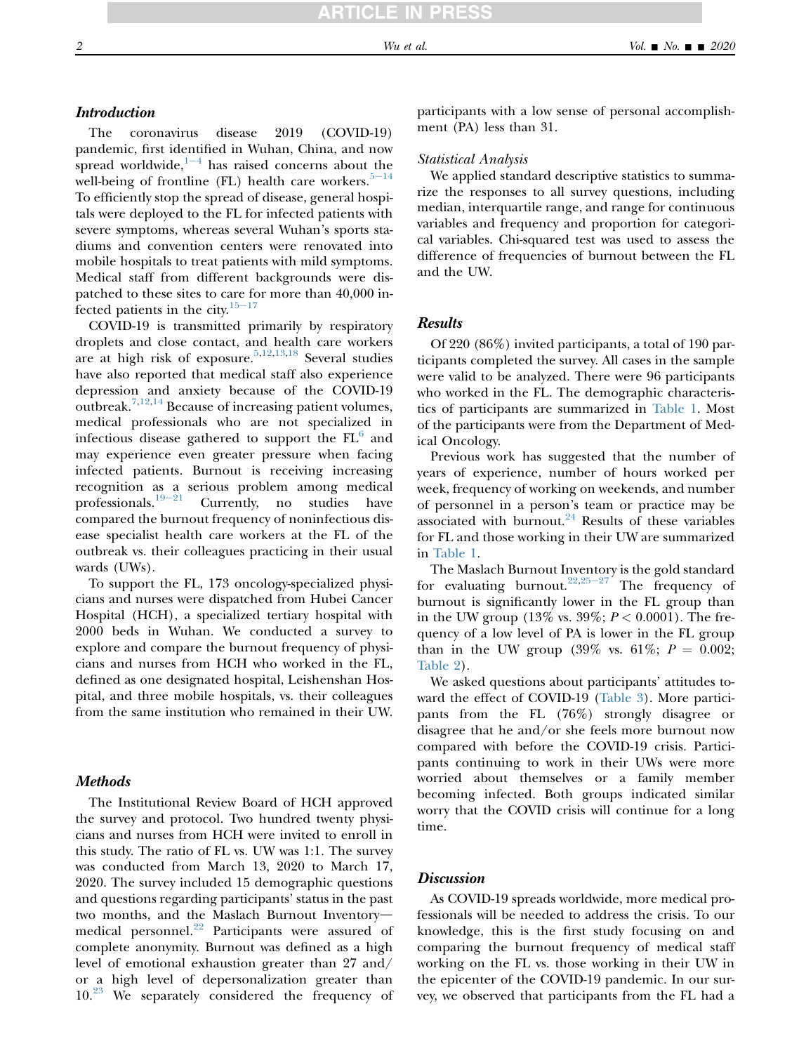## Introduction

The coronavirus disease 2019 (COVID-19) pandemic, first identified in Wuhan, China, and now spread worldwide,[1–4] has raised concerns about the well-being of frontline (FL) health care workers.[5–14] To efficiently stop the spread of disease, general hospitals were deployed to the FL for infected patients with severe symptoms, whereas several Wuhan's sports stadiums and convention centers were renovated into mobile hospitals to treat patients with mild symptoms. Medical staff from different backgrounds were dispatched to these sites to care for more than 40,000 infected patients in the city.[15–17]

COVID-19 is transmitted primarily by respiratory droplets and close contact, and health care workers are at high risk of exposure.[5,12,13,18] Several studies have also reported that medical staff also experience depression and anxiety because of the COVID-19 outbreak.[7,12,14] Because of increasing patient volumes, medical professionals who are not specialized in infectious disease gathered to support the FL[6] and may experience even greater pressure when facing infected patients. Burnout is receiving increasing recognition as a serious problem among medical professionals.[19–21] Currently, no studies have compared the burnout frequency of noninfectious disease specialist health care workers at the FL of the outbreak vs. their colleagues practicing in their usual wards (UWs).

To support the FL, 173 oncology-specialized physicians and nurses were dispatched from Hubei Cancer Hospital (HCH), a specialized tertiary hospital with 2000 beds in Wuhan. We conducted a survey to explore and compare the burnout frequency of physicians and nurses from HCH who worked in the FL, defined as one designated hospital, Leishenshan Hospital, and three mobile hospitals, vs. their colleagues from the same institution who remained in their UW.

## Methods

The Institutional Review Board of HCH approved the survey and protocol. Two hundred twenty physicians and nurses from HCH were invited to enroll in this study. The ratio of FL vs. UW was 1:1. The survey was conducted from March 13, 2020 to March 17, 2020. The survey included 15 demographic questions and questions regarding participants' status in the past two months, and the Maslach Burnout Inventory—medical personnel.[22] Participants were assured of complete anonymity. Burnout was defined as a high level of emotional exhaustion greater than 27 and/or a high level of depersonalization greater than 10.[23] We separately considered the frequency of participants with a low sense of personal accomplishment (PA) less than 31.

### Statistical Analysis

We applied standard descriptive statistics to summarize the responses to all survey questions, including median, interquartile range, and range for continuous variables and frequency and proportion for categorical variables. Chi-squared test was used to assess the difference of frequencies of burnout between the FL and the UW.

## Results

Of 220 (86%) invited participants, a total of 190 participants completed the survey. All cases in the sample were valid to be analyzed. There were 96 participants who worked in the FL. The demographic characteristics of participants are summarized in Table 1. Most of the participants were from the Department of Medical Oncology.

Previous work has suggested that the number of years of experience, number of hours worked per week, frequency of working on weekends, and number of personnel in a person's team or practice may be associated with burnout.[24] Results of these variables for FL and those working in their UW are summarized in Table 1.

The Maslach Burnout Inventory is the gold standard for evaluating burnout.[22,25–27] The frequency of burnout is significantly lower in the FL group than in the UW group (13% vs. 39%; $P < 0.0001$). The frequency of a low level of PA is lower in the FL group than in the UW group (39% vs. 61%; $P = 0.002$; Table 2).

We asked questions about participants' attitudes toward the effect of COVID-19 (Table 3). More participants from the FL (76%) strongly disagree or disagree that he and/or she feels more burnout now compared with before the COVID-19 crisis. Participants continuing to work in their UWs were more worried about themselves or a family member becoming infected. Both groups indicated similar worry that the COVID crisis will continue for a long time.

## Discussion

As COVID-19 spreads worldwide, more medical professionals will be needed to address the crisis. To our knowledge, this is the first study focusing on and comparing the burnout frequency of medical staff working on the FL vs. those working in their UW in the epicenter of the COVID-19 pandemic. In our survey, we observed that participants from the FL had a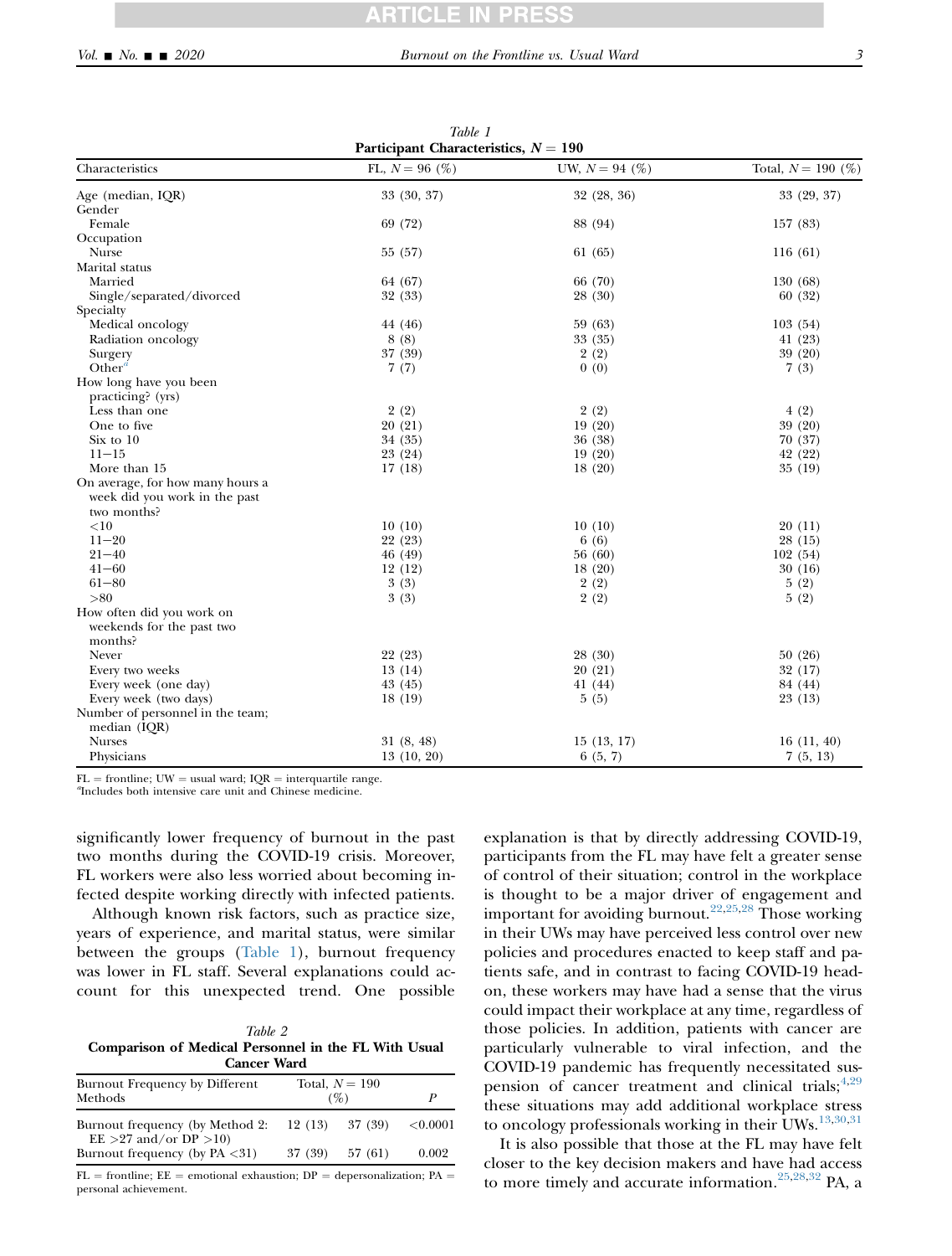Table 1
**Participant Characteristics, $N = 190$**

| Characteristics | FL, $N = 96$ (%) | UW, $N = 94$ (%) | Total, $N = 190$ (%) |
|---|---|---|---|
| Age (median, IQR) | 33 (30, 37) | 32 (28, 36) | 33 (29, 37) |
| Gender | | | |
| Female | 69 (72) | 88 (94) | 157 (83) |
| Occupation | | | |
| Nurse | 55 (57) | 61 (65) | 116 (61) |
| Marital status | | | |
| Married | 64 (67) | 66 (70) | 130 (68) |
| Single/separated/divorced | 32 (33) | 28 (30) | 60 (32) |
| Specialty | | | |
| Medical oncology | 44 (46) | 59 (63) | 103 (54) |
| Radiation oncology | 8 (8) | 33 (35) | 41 (23) |
| Surgery | 37 (39) | 2 (2) | 39 (20) |
| Other[a] | 7 (7) | 0 (0) | 7 (3) |
| How long have you been practicing? (yrs) | | | |
| Less than one | 2 (2) | 2 (2) | 4 (2) |
| One to five | 20 (21) | 19 (20) | 39 (20) |
| Six to 10 | 34 (35) | 36 (38) | 70 (37) |
| 11–15 | 23 (24) | 19 (20) | 42 (22) |
| More than 15 | 17 (18) | 18 (20) | 35 (19) |
| On average, for how many hours a week did you work in the past two months? | | | |
| <10 | 10 (10) | 10 (10) | 20 (11) |
| 11–20 | 22 (23) | 6 (6) | 28 (15) |
| 21–40 | 46 (49) | 56 (60) | 102 (54) |
| 41–60 | 12 (12) | 18 (20) | 30 (16) |
| 61–80 | 3 (3) | 2 (2) | 5 (2) |
| >80 | 3 (3) | 2 (2) | 5 (2) |
| How often did you work on weekends for the past two months? | | | |
| Never | 22 (23) | 28 (30) | 50 (26) |
| Every two weeks | 13 (14) | 20 (21) | 32 (17) |
| Every week (one day) | 43 (45) | 41 (44) | 84 (44) |
| Every week (two days) | 18 (19) | 5 (5) | 23 (13) |
| Number of personnel in the team; median (IQR) | | | |
| Nurses | 31 (8, 48) | 15 (13, 17) | 16 (11, 40) |
| Physicians | 13 (10, 20) | 6 (5, 7) | 7 (5, 13) |

FL = frontline; UW = usual ward; IQR = interquartile range.
[a]Includes both intensive care unit and Chinese medicine.

significantly lower frequency of burnout in the past two months during the COVID-19 crisis. Moreover, FL workers were also less worried about becoming infected despite working directly with infected patients.

Although known risk factors, such as practice size, years of experience, and marital status, were similar between the groups (Table 1), burnout frequency was lower in FL staff. Several explanations could account for this unexpected trend. One possible explanation is that by directly addressing COVID-19, participants from the FL may have felt a greater sense of control of their situation; control in the workplace is thought to be a major driver of engagement and important for avoiding burnout.[22,25,28] Those working in their UWs may have perceived less control over new policies and procedures enacted to keep staff and patients safe, and in contrast to facing COVID-19 head-on, these workers may have had a sense that the virus could impact their workplace at any time, regardless of those policies. In addition, patients with cancer are particularly vulnerable to viral infection, and the COVID-19 pandemic has frequently necessitated suspension of cancer treatment and clinical trials;[1,29] these situations may add additional workplace stress to oncology professionals working in their UWs.[13,30,31]

Table 2
**Comparison of Medical Personnel in the FL With Usual Cancer Ward**

| Burnout Frequency by Different Methods | Total, $N = 190$ (%) | | $P$ |
|---|---|---|---|
| Burnout frequency (by Method 2: EE >27 and/or DP >10) | 12 (13) | 37 (39) | <0.0001 |
| Burnout frequency (by PA <31) | 37 (39) | 57 (61) | 0.002 |

FL = frontline; EE = emotional exhaustion; DP = depersonalization; PA = personal achievement.

It is also possible that those at the FL may have felt closer to the key decision makers and have had access to more timely and accurate information.[25,28,32] PA, a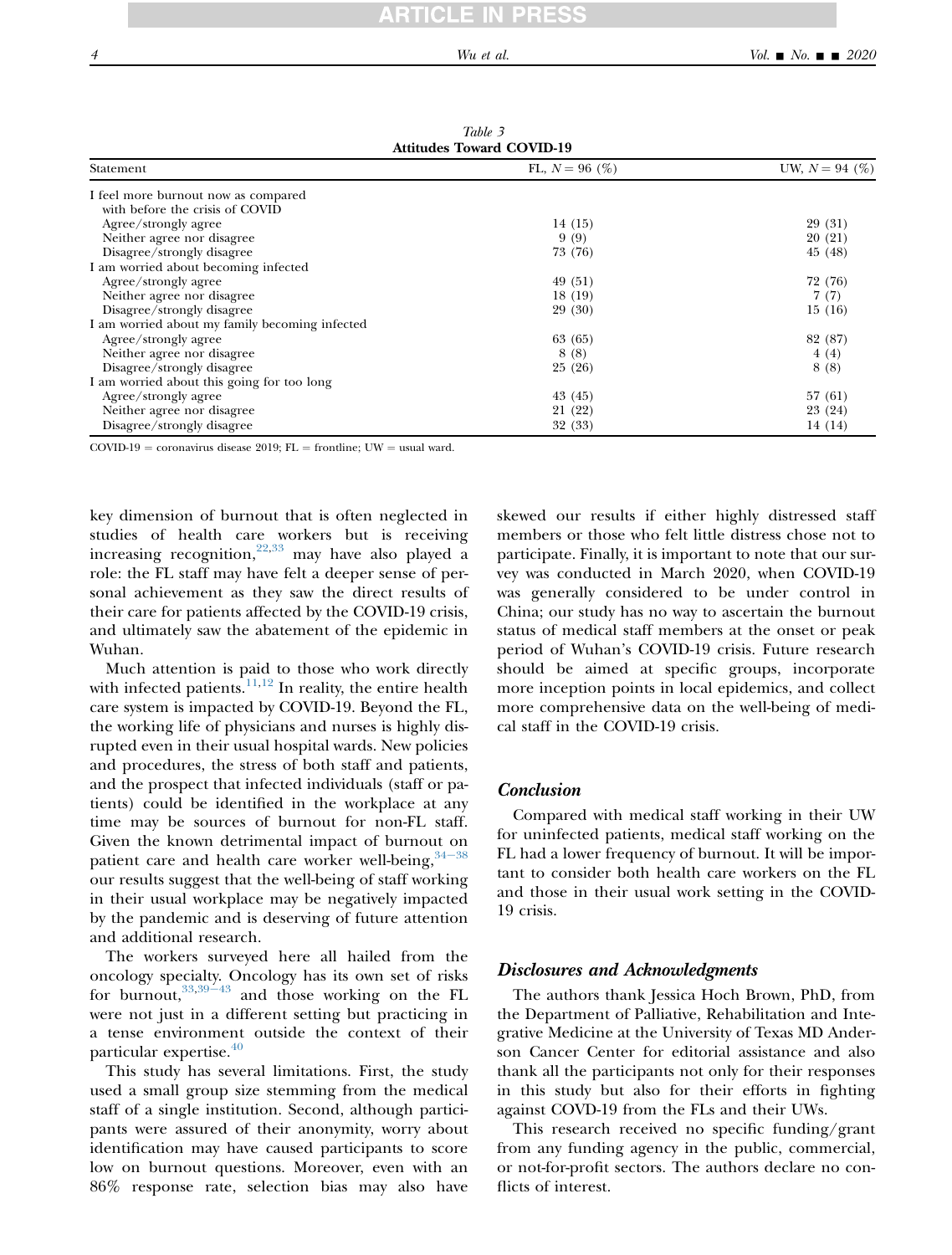Table 3
**Attitudes Toward COVID-19**

| Statement | FL, $N = 96$ (%) | UW, $N = 94$ (%) |
|---|---|---|
| I feel more burnout now as compared with before the crisis of COVID | | |
| Agree/strongly agree | 14 (15) | 29 (31) |
| Neither agree nor disagree | 9 (9) | 20 (21) |
| Disagree/strongly disagree | 73 (76) | 45 (48) |
| I am worried about becoming infected | | |
| Agree/strongly agree | 49 (51) | 72 (76) |
| Neither agree nor disagree | 18 (19) | 7 (7) |
| Disagree/strongly disagree | 29 (30) | 15 (16) |
| I am worried about my family becoming infected | | |
| Agree/strongly agree | 63 (65) | 82 (87) |
| Neither agree nor disagree | 8 (8) | 4 (4) |
| Disagree/strongly disagree | 25 (26) | 8 (8) |
| I am worried about this going for too long | | |
| Agree/strongly agree | 43 (45) | 57 (61) |
| Neither agree nor disagree | 21 (22) | 23 (24) |
| Disagree/strongly disagree | 32 (33) | 14 (14) |

COVID-19 = coronavirus disease 2019; FL = frontline; UW = usual ward.

key dimension of burnout that is often neglected in studies of health care workers but is receiving increasing recognition,[22,33] may have also played a role: the FL staff may have felt a deeper sense of personal achievement as they saw the direct results of their care for patients affected by the COVID-19 crisis, and ultimately saw the abatement of the epidemic in Wuhan.

Much attention is paid to those who work directly with infected patients.[11,12] In reality, the entire health care system is impacted by COVID-19. Beyond the FL, the working life of physicians and nurses is highly disrupted even in their usual hospital wards. New policies and procedures, the stress of both staff and patients, and the prospect that infected individuals (staff or patients) could be identified in the workplace at any time may be sources of burnout for non-FL staff. Given the known detrimental impact of burnout on patient care and health care worker well-being,[34–38] our results suggest that the well-being of staff working in their usual workplace may be negatively impacted by the pandemic and is deserving of future attention and additional research.

The workers surveyed here all hailed from the oncology specialty. Oncology has its own set of risks for burnout,[33,39–43] and those working on the FL were not just in a different setting but practicing in a tense environment outside the context of their particular expertise.[40]

This study has several limitations. First, the study used a small group size stemming from the medical staff of a single institution. Second, although participants were assured of their anonymity, worry about identification may have caused participants to score low on burnout questions. Moreover, even with an 86% response rate, selection bias may also have skewed our results if either highly distressed staff members or those who felt little distress chose not to participate. Finally, it is important to note that our survey was conducted in March 2020, when COVID-19 was generally considered to be under control in China; our study has no way to ascertain the burnout status of medical staff members at the onset or peak period of Wuhan's COVID-19 crisis. Future research should be aimed at specific groups, incorporate more inception points in local epidemics, and collect more comprehensive data on the well-being of medical staff in the COVID-19 crisis.

## Conclusion

Compared with medical staff working in their UW for uninfected patients, medical staff working on the FL had a lower frequency of burnout. It will be important to consider both health care workers on the FL and those in their usual work setting in the COVID-19 crisis.

## Disclosures and Acknowledgments

The authors thank Jessica Hoch Brown, PhD, from the Department of Palliative, Rehabilitation and Integrative Medicine at the University of Texas MD Anderson Cancer Center for editorial assistance and also thank all the participants not only for their responses in this study but also for their efforts in fighting against COVD-19 from the FLs and their UWs.

This research received no specific funding/grant from any funding agency in the public, commercial, or not-for-profit sectors. The authors declare no conflicts of interest.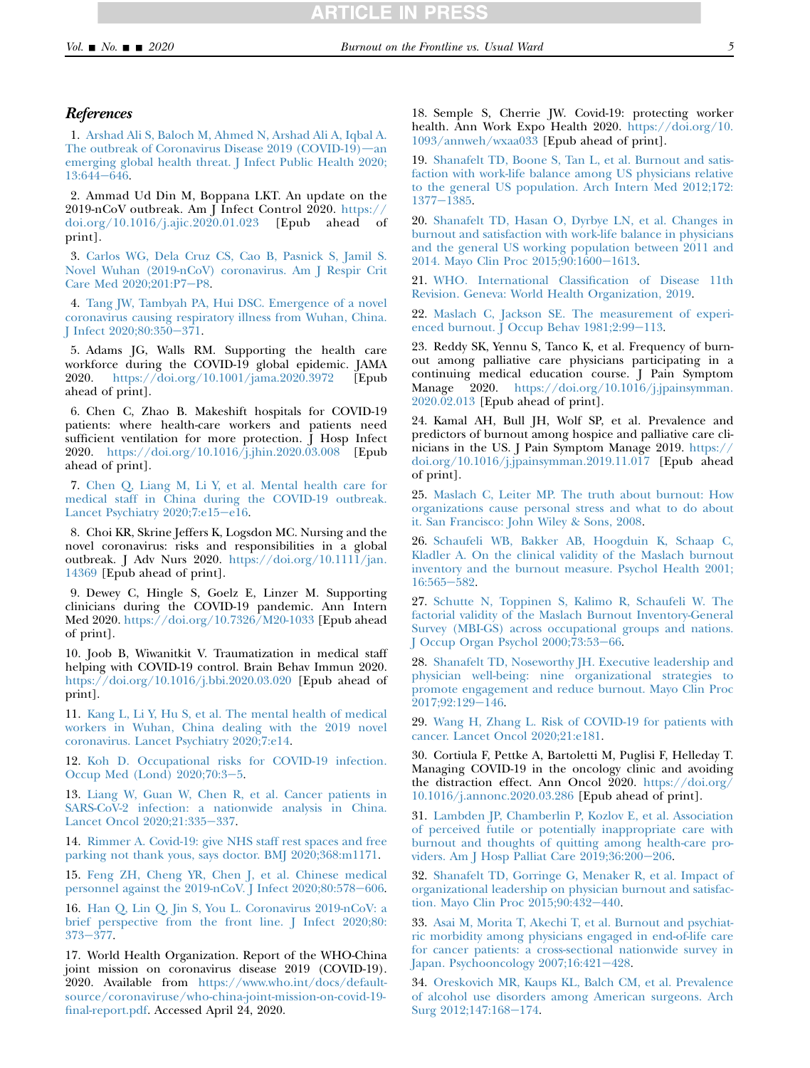## References

1. Arshad Ali S, Baloch M, Ahmed N, Arshad Ali A, Iqbal A. The outbreak of Coronavirus Disease 2019 (COVID-19)—an emerging global health threat. J Infect Public Health 2020; 13:644−646.

2. Ammad Ud Din M, Boppana LKT. An update on the 2019-nCoV outbreak. Am J Infect Control 2020. https://doi.org/10.1016/j.ajic.2020.01.023 [Epub ahead of print].

3. Carlos WG, Dela Cruz CS, Cao B, Pasnick S, Jamil S. Novel Wuhan (2019-nCoV) coronavirus. Am J Respir Crit Care Med 2020;201:P7−P8.

4. Tang JW, Tambyah PA, Hui DSC. Emergence of a novel coronavirus causing respiratory illness from Wuhan, China. J Infect 2020;80:350−371.

5. Adams JG, Walls RM. Supporting the health care workforce during the COVID-19 global epidemic. JAMA 2020. https://doi.org/10.1001/jama.2020.3972 [Epub ahead of print].

6. Chen C, Zhao B. Makeshift hospitals for COVID-19 patients: where health-care workers and patients need sufficient ventilation for more protection. J Hosp Infect 2020. https://doi.org/10.1016/j.jhin.2020.03.008 [Epub ahead of print].

7. Chen Q, Liang M, Li Y, et al. Mental health care for medical staff in China during the COVID-19 outbreak. Lancet Psychiatry 2020;7:e15−e16.

8. Choi KR, Skrine Jeffers K, Logsdon MC. Nursing and the novel coronavirus: risks and responsibilities in a global outbreak. J Adv Nurs 2020. https://doi.org/10.1111/jan.14369 [Epub ahead of print].

9. Dewey C, Hingle S, Goelz E, Linzer M. Supporting clinicians during the COVID-19 pandemic. Ann Intern Med 2020. https://doi.org/10.7326/M20-1033 [Epub ahead of print].

10. Joob B, Wiwanitkit V. Traumatization in medical staff helping with COVID-19 control. Brain Behav Immun 2020. https://doi.org/10.1016/j.bbi.2020.03.020 [Epub ahead of print].

11. Kang L, Li Y, Hu S, et al. The mental health of medical workers in Wuhan, China dealing with the 2019 novel coronavirus. Lancet Psychiatry 2020;7:e14.

12. Koh D. Occupational risks for COVID-19 infection. Occup Med (Lond) 2020;70:3−5.

13. Liang W, Guan W, Chen R, et al. Cancer patients in SARS-CoV-2 infection: a nationwide analysis in China. Lancet Oncol 2020;21:335−337.

14. Rimmer A. Covid-19: give NHS staff rest spaces and free parking not thank yous, says doctor. BMJ 2020;368:m1171.

15. Feng ZH, Cheng YR, Chen J, et al. Chinese medical personnel against the 2019-nCoV. J Infect 2020;80:578−606.

16. Han Q, Lin Q, Jin S, You L. Coronavirus 2019-nCoV: a brief perspective from the front line. J Infect 2020;80: 373−377.

17. World Health Organization. Report of the WHO-China joint mission on coronavirus disease 2019 (COVID-19). 2020. Available from https://www.who.int/docs/default-source/coronaviruse/who-china-joint-mission-on-covid-19-final-report.pdf. Accessed April 24, 2020.

18. Semple S, Cherrie JW. Covid-19: protecting worker health. Ann Work Expo Health 2020. https://doi.org/10.1093/annweh/wxaa033 [Epub ahead of print].

19. Shanafelt TD, Boone S, Tan L, et al. Burnout and satisfaction with work-life balance among US physicians relative to the general US population. Arch Intern Med 2012;172: 1377−1385.

20. Shanafelt TD, Hasan O, Dyrbye LN, et al. Changes in burnout and satisfaction with work-life balance in physicians and the general US working population between 2011 and 2014. Mayo Clin Proc 2015;90:1600−1613.

21. WHO. International Classification of Disease 11th Revision. Geneva: World Health Organization, 2019.

22. Maslach C, Jackson SE. The measurement of experienced burnout. J Occup Behav 1981;2:99−113.

23. Reddy SK, Yennu S, Tanco K, et al. Frequency of burnout among palliative care physicians participating in a continuing medical education course. J Pain Symptom Manage 2020. https://doi.org/10.1016/j.jpainsymman.2020.02.013 [Epub ahead of print].

24. Kamal AH, Bull JH, Wolf SP, et al. Prevalence and predictors of burnout among hospice and palliative care clinicians in the US. J Pain Symptom Manage 2019. https://doi.org/10.1016/j.jpainsymman.2019.11.017 [Epub ahead of print].

25. Maslach C, Leiter MP. The truth about burnout: How organizations cause personal stress and what to do about it. San Francisco: John Wiley & Sons, 2008.

26. Schaufeli WB, Bakker AB, Hoogduin K, Schaap C, Kladler A. On the clinical validity of the Maslach burnout inventory and the burnout measure. Psychol Health 2001; 16:565−582.

27. Schutte N, Toppinen S, Kalimo R, Schaufeli W. The factorial validity of the Maslach Burnout Inventory-General Survey (MBI-GS) across occupational groups and nations. J Occup Organ Psychol 2000;73:53−66.

28. Shanafelt TD, Noseworthy JH. Executive leadership and physician well-being: nine organizational strategies to promote engagement and reduce burnout. Mayo Clin Proc 2017;92:129−146.

29. Wang H, Zhang L. Risk of COVID-19 for patients with cancer. Lancet Oncol 2020;21:e181.

30. Cortiula F, Pettke A, Bartoletti M, Puglisi F, Helleday T. Managing COVID-19 in the oncology clinic and avoiding the distraction effect. Ann Oncol 2020. https://doi.org/10.1016/j.annonc.2020.03.286 [Epub ahead of print].

31. Lambden JP, Chamberlin P, Kozlov E, et al. Association of perceived futile or potentially inappropriate care with burnout and thoughts of quitting among health-care providers. Am J Hosp Palliat Care 2019;36:200−206.

32. Shanafelt TD, Gorringe G, Menaker R, et al. Impact of organizational leadership on physician burnout and satisfaction. Mayo Clin Proc 2015;90:432−440.

33. Asai M, Morita T, Akechi T, et al. Burnout and psychiatric morbidity among physicians engaged in end-of-life care for cancer patients: a cross-sectional nationwide survey in Japan. Psychooncology 2007;16:421−428.

34. Oreskovich MR, Kaups KL, Balch CM, et al. Prevalence of alcohol use disorders among American surgeons. Arch Surg 2012;147:168−174.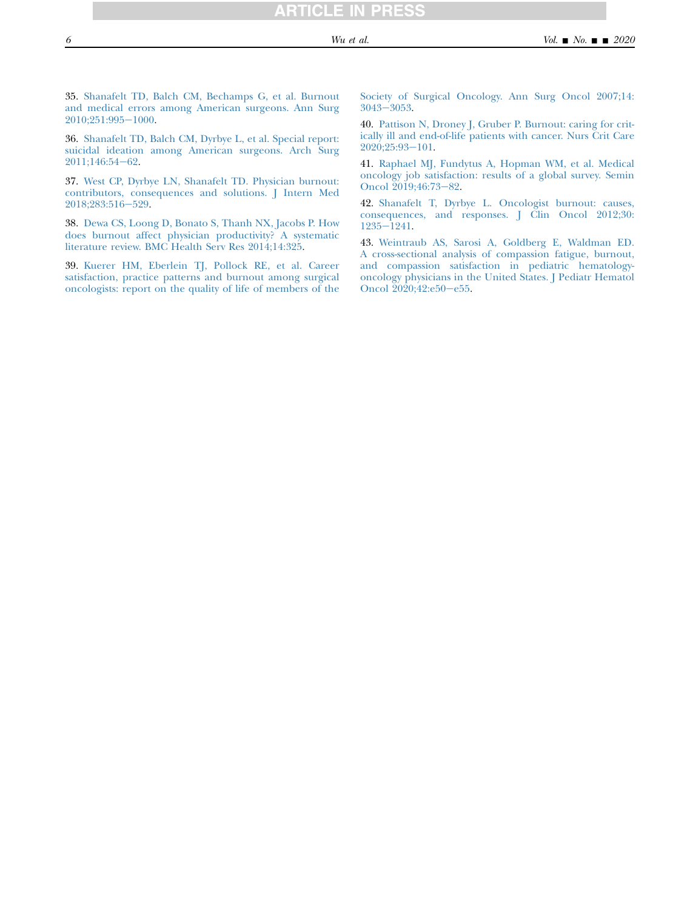35. Shanafelt TD, Balch CM, Bechamps G, et al. Burnout and medical errors among American surgeons. Ann Surg 2010;251:995−1000.

36. Shanafelt TD, Balch CM, Dyrbye L, et al. Special report: suicidal ideation among American surgeons. Arch Surg 2011;146:54−62.

37. West CP, Dyrbye LN, Shanafelt TD. Physician burnout: contributors, consequences and solutions. J Intern Med 2018;283:516−529.

38. Dewa CS, Loong D, Bonato S, Thanh NX, Jacobs P. How does burnout affect physician productivity? A systematic literature review. BMC Health Serv Res 2014;14:325.

39. Kuerer HM, Eberlein TJ, Pollock RE, et al. Career satisfaction, practice patterns and burnout among surgical oncologists: report on the quality of life of members of the Society of Surgical Oncology. Ann Surg Oncol 2007;14: 3043−3053.

40. Pattison N, Droney J, Gruber P. Burnout: caring for critically ill and end-of-life patients with cancer. Nurs Crit Care 2020;25:93−101.

41. Raphael MJ, Fundytus A, Hopman WM, et al. Medical oncology job satisfaction: results of a global survey. Semin Oncol 2019;46:73−82.

42. Shanafelt T, Dyrbye L. Oncologist burnout: causes, consequences, and responses. J Clin Oncol 2012;30: 1235−1241.

43. Weintraub AS, Sarosi A, Goldberg E, Waldman ED. A cross-sectional analysis of compassion fatigue, burnout, and compassion satisfaction in pediatric hematology-oncology physicians in the United States. J Pediatr Hematol Oncol 2020;42:e50−e55.